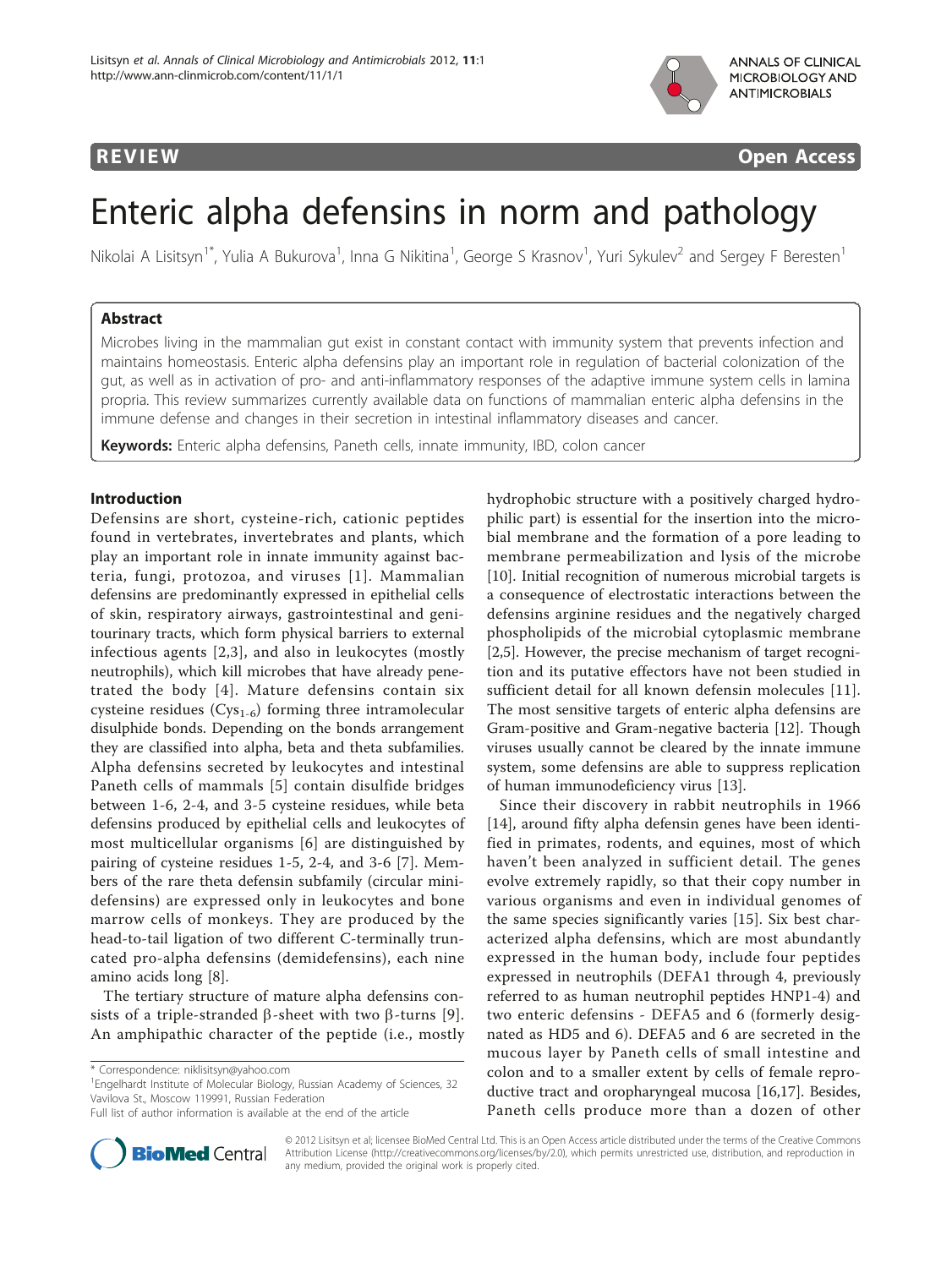REVIEW Open Access

# Enteric alpha defensins in norm and pathology

Nikolai A Lisitsyn[1*], Yulia A Bukurova[1], Inna G Nikitina[1], George S Krasnov[1], Yuri Sykulev[2] and Sergey F Beresten[1]

## Abstract

Microbes living in the mammalian gut exist in constant contact with immunity system that prevents infection and maintains homeostasis. Enteric alpha defensins play an important role in regulation of bacterial colonization of the gut, as well as in activation of pro- and anti-inflammatory responses of the adaptive immune system cells in lamina propria. This review summarizes currently available data on functions of mammalian enteric alpha defensins in the immune defense and changes in their secretion in intestinal inflammatory diseases and cancer.

**Keywords:** Enteric alpha defensins, Paneth cells, innate immunity, IBD, colon cancer

## Introduction

Defensins are short, cysteine-rich, cationic peptides found in vertebrates, invertebrates and plants, which play an important role in innate immunity against bacteria, fungi, protozoa, and viruses [1]. Mammalian defensins are predominantly expressed in epithelial cells of skin, respiratory airways, gastrointestinal and genitourinary tracts, which form physical barriers to external infectious agents [2,3], and also in leukocytes (mostly neutrophils), which kill microbes that have already penetrated the body [4]. Mature defensins contain six cysteine residues ($Cys_{1-6}$) forming three intramolecular disulphide bonds. Depending on the bonds arrangement they are classified into alpha, beta and theta subfamilies. Alpha defensins secreted by leukocytes and intestinal Paneth cells of mammals [5] contain disulfide bridges between 1-6, 2-4, and 3-5 cysteine residues, while beta defensins produced by epithelial cells and leukocytes of most multicellular organisms [6] are distinguished by pairing of cysteine residues 1-5, 2-4, and 3-6 [7]. Members of the rare theta defensin subfamily (circular mini-defensins) are expressed only in leukocytes and bone marrow cells of monkeys. They are produced by the head-to-tail ligation of two different C-terminally truncated pro-alpha defensins (demidefensins), each nine amino acids long [8].

The tertiary structure of mature alpha defensins consists of a triple-stranded β-sheet with two β-turns [9]. An amphipathic character of the peptide (i.e., mostly hydrophobic structure with a positively charged hydrophilic part) is essential for the insertion into the microbial membrane and the formation of a pore leading to membrane permeabilization and lysis of the microbe [10]. Initial recognition of numerous microbial targets is a consequence of electrostatic interactions between the defensins arginine residues and the negatively charged phospholipids of the microbial cytoplasmic membrane [2,5]. However, the precise mechanism of target recognition and its putative effectors have not been studied in sufficient detail for all known defensin molecules [11]. The most sensitive targets of enteric alpha defensins are Gram-positive and Gram-negative bacteria [12]. Though viruses usually cannot be cleared by the innate immune system, some defensins are able to suppress replication of human immunodeficiency virus [13].

Since their discovery in rabbit neutrophils in 1966 [14], around fifty alpha defensin genes have been identified in primates, rodents, and equines, most of which haven't been analyzed in sufficient detail. The genes evolve extremely rapidly, so that their copy number in various organisms and even in individual genomes of the same species significantly varies [15]. Six best characterized alpha defensins, which are most abundantly expressed in the human body, include four peptides expressed in neutrophils (DEFA1 through 4, previously referred to as human neutrophil peptides HNP1-4) and two enteric defensins - DEFA5 and 6 (formerly designated as HD5 and 6). DEFA5 and 6 are secreted in the mucous layer by Paneth cells of small intestine and colon and to a smaller extent by cells of female reproductive tract and oropharyngeal mucosa [16,17]. Besides, Paneth cells produce more than a dozen of other

* Correspondence: niklisitsyn@yahoo.com
[1]Engelhardt Institute of Molecular Biology, Russian Academy of Sciences, 32 Vavilova St., Moscow 119991, Russian Federation
Full list of author information is available at the end of the article

© 2012 Lisitsyn et al; licensee BioMed Central Ltd. This is an Open Access article distributed under the terms of the Creative Commons Attribution License (http://creativecommons.org/licenses/by/2.0), which permits unrestricted use, distribution, and reproduction in any medium, provided the original work is properly cited.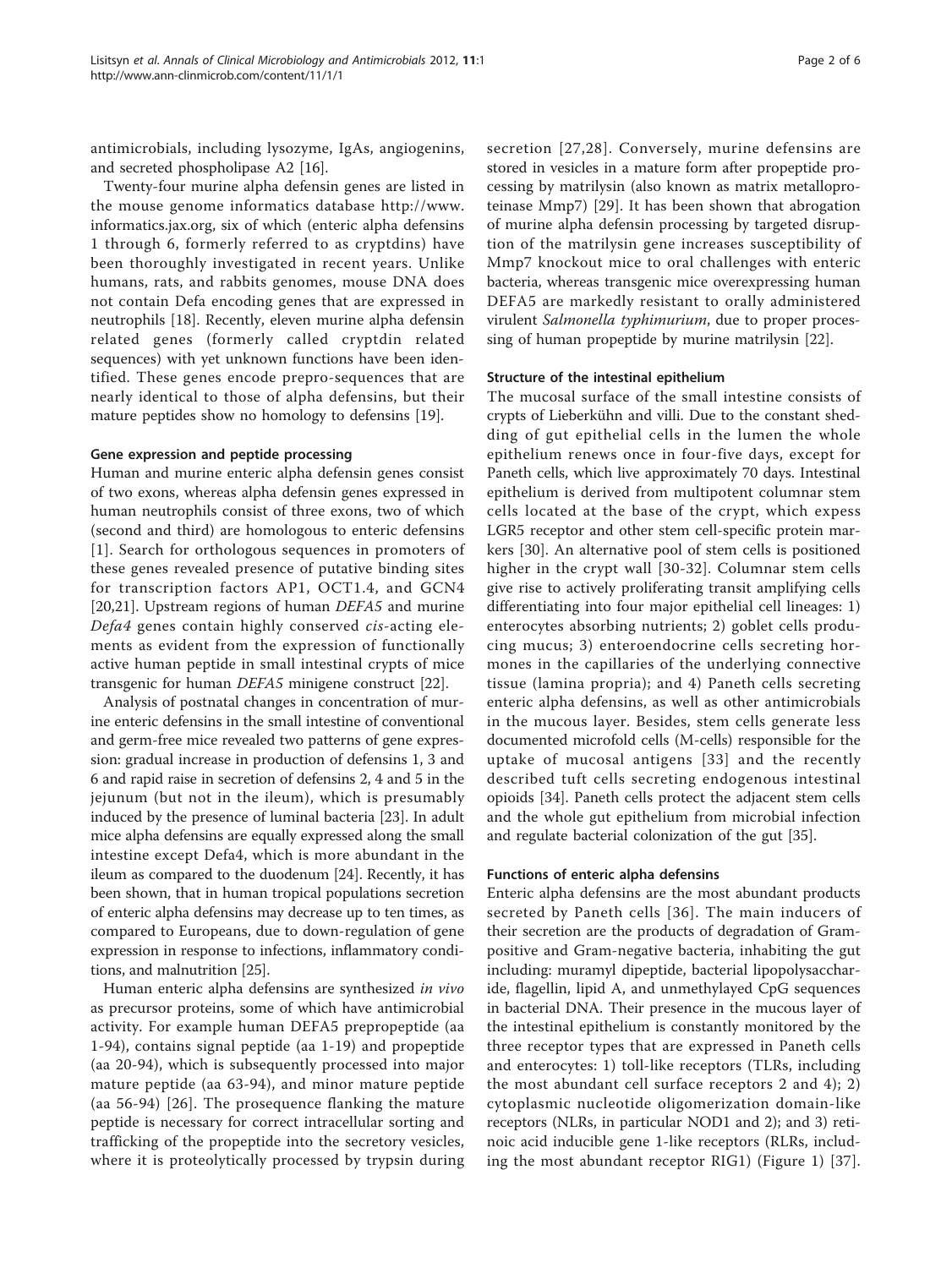antimicrobials, including lysozyme, IgAs, angiogenins, and secreted phospholipase A2 [16].

Twenty-four murine alpha defensin genes are listed in the mouse genome informatics database http://www.informatics.jax.org, six of which (enteric alpha defensins 1 through 6, formerly referred to as cryptdins) have been thoroughly investigated in recent years. Unlike humans, rats, and rabbits genomes, mouse DNA does not contain Defa encoding genes that are expressed in neutrophils [18]. Recently, eleven murine alpha defensin related genes (formerly called cryptdin related sequences) with yet unknown functions have been identified. These genes encode prepro-sequences that are nearly identical to those of alpha defensins, but their mature peptides show no homology to defensins [19].

### Gene expression and peptide processing

Human and murine enteric alpha defensin genes consist of two exons, whereas alpha defensin genes expressed in human neutrophils consist of three exons, two of which (second and third) are homologous to enteric defensins [1]. Search for orthologous sequences in promoters of these genes revealed presence of putative binding sites for transcription factors AP1, OCT1.4, and GCN4 [20,21]. Upstream regions of human *DEFA5* and murine *Defa4* genes contain highly conserved *cis*-acting elements as evident from the expression of functionally active human peptide in small intestinal crypts of mice transgenic for human *DEFA5* minigene construct [22].

Analysis of postnatal changes in concentration of murine enteric defensins in the small intestine of conventional and germ-free mice revealed two patterns of gene expression: gradual increase in production of defensins 1, 3 and 6 and rapid raise in secretion of defensins 2, 4 and 5 in the jejunum (but not in the ileum), which is presumably induced by the presence of luminal bacteria [23]. In adult mice alpha defensins are equally expressed along the small intestine except Defa4, which is more abundant in the ileum as compared to the duodenum [24]. Recently, it has been shown, that in human tropical populations secretion of enteric alpha defensins may decrease up to ten times, as compared to Europeans, due to down-regulation of gene expression in response to infections, inflammatory conditions, and malnutrition [25].

Human enteric alpha defensins are synthesized *in vivo* as precursor proteins, some of which have antimicrobial activity. For example human DEFA5 prepropeptide (aa 1-94), contains signal peptide (aa 1-19) and propeptide (aa 20-94), which is subsequently processed into major mature peptide (aa 63-94), and minor mature peptide (aa 56-94) [26]. The prosequence flanking the mature peptide is necessary for correct intracellular sorting and trafficking of the propeptide into the secretory vesicles, where it is proteolytically processed by trypsin during secretion [27,28]. Conversely, murine defensins are stored in vesicles in a mature form after propeptide processing by matrilysin (also known as matrix metalloproteinase Mmp7) [29]. It has been shown that abrogation of murine alpha defensin processing by targeted disruption of the matrilysin gene increases susceptibility of Mmp7 knockout mice to oral challenges with enteric bacteria, whereas transgenic mice overexpressing human DEFA5 are markedly resistant to orally administered virulent *Salmonella typhimurium*, due to proper processing of human propeptide by murine matrilysin [22].

### Structure of the intestinal epithelium

The mucosal surface of the small intestine consists of crypts of Lieberkühn and villi. Due to the constant shedding of gut epithelial cells in the lumen the whole epithelium renews once in four-five days, except for Paneth cells, which live approximately 70 days. Intestinal epithelium is derived from multipotent columnar stem cells located at the base of the crypt, which express LGR5 receptor and other stem cell-specific protein markers [30]. An alternative pool of stem cells is positioned higher in the crypt wall [30-32]. Columnar stem cells give rise to actively proliferating transit amplifying cells differentiating into four major epithelial cell lineages: 1) enterocytes absorbing nutrients; 2) goblet cells producing mucus; 3) enteroendocrine cells secreting hormones in the capillaries of the underlying connective tissue (lamina propria); and 4) Paneth cells secreting enteric alpha defensins, as well as other antimicrobials in the mucous layer. Besides, stem cells generate less documented microfold cells (M-cells) responsible for the uptake of mucosal antigens [33] and the recently described tuft cells secreting endogenous intestinal opioids [34]. Paneth cells protect the adjacent stem cells and the whole gut epithelium from microbial infection and regulate bacterial colonization of the gut [35].

### Functions of enteric alpha defensins

Enteric alpha defensins are the most abundant products secreted by Paneth cells [36]. The main inducers of their secretion are the products of degradation of Gram-positive and Gram-negative bacteria, inhabiting the gut including: muramyl dipeptide, bacterial lipopolysaccharide, flagellin, lipid A, and unmethylayed CpG sequences in bacterial DNA. Their presence in the mucous layer of the intestinal epithelium is constantly monitored by the three receptor types that are expressed in Paneth cells and enterocytes: 1) toll-like receptors (TLRs, including the most abundant cell surface receptors 2 and 4); 2) cytoplasmic nucleotide oligomerization domain-like receptors (NLRs, in particular NOD1 and 2); and 3) retinoic acid inducible gene 1-like receptors (RLRs, including the most abundant receptor RIG1) (Figure 1) [37].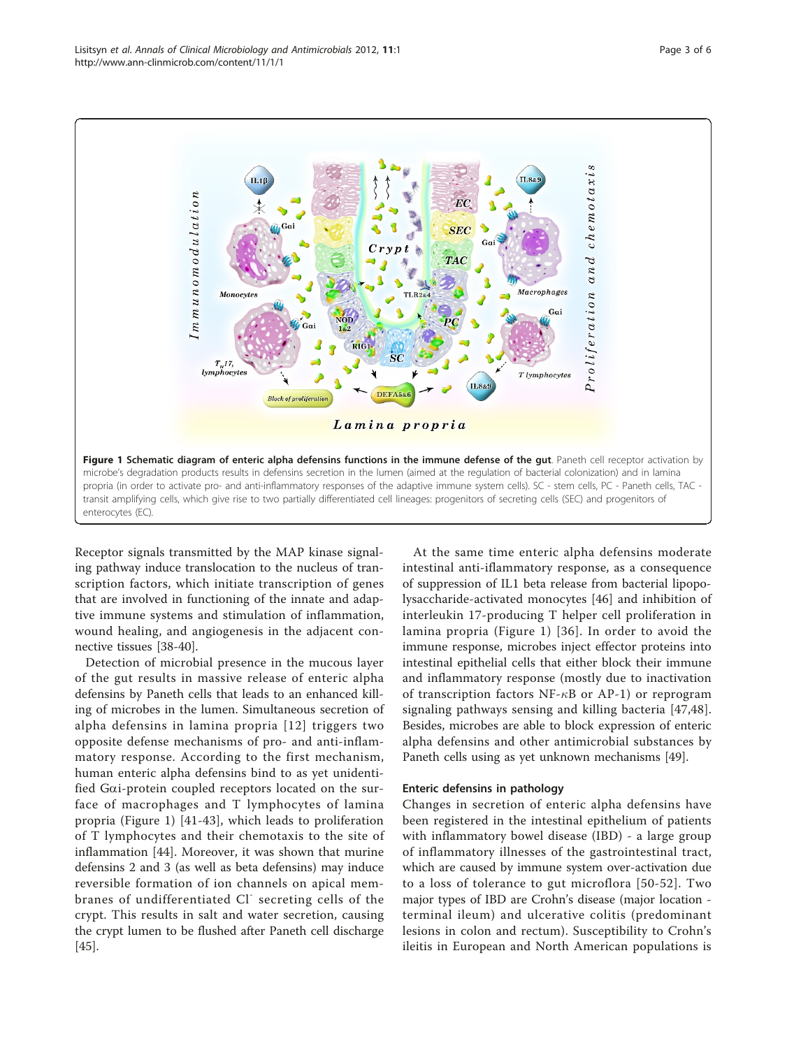**Figure 1 Schematic diagram of enteric alpha defensins functions in the immune defense of the gut**. Paneth cell receptor activation by microbe's degradation products results in defensins secretion in the lumen (aimed at the regulation of bacterial colonization) and in lamina propria (in order to activate pro- and anti-inflammatory responses of the adaptive immune system cells). SC - stem cells, PC - Paneth cells, TAC - transit amplifying cells, which give rise to two partially differentiated cell lineages: progenitors of secreting cells (SEC) and progenitors of enterocytes (EC).

Receptor signals transmitted by the MAP kinase signaling pathway induce translocation to the nucleus of transcription factors, which initiate transcription of genes that are involved in functioning of the innate and adaptive immune systems and stimulation of inflammation, wound healing, and angiogenesis in the adjacent connective tissues [38-40].

Detection of microbial presence in the mucous layer of the gut results in massive release of enteric alpha defensins by Paneth cells that leads to an enhanced killing of microbes in the lumen. Simultaneous secretion of alpha defensins in lamina propria [12] triggers two opposite defense mechanisms of pro- and anti-inflammatory response. According to the first mechanism, human enteric alpha defensins bind to as yet unidentified Gαi-protein coupled receptors located on the surface of macrophages and T lymphocytes of lamina propria (Figure 1) [41-43], which leads to proliferation of T lymphocytes and their chemotaxis to the site of inflammation [44]. Moreover, it was shown that murine defensins 2 and 3 (as well as beta defensins) may induce reversible formation of ion channels on apical membranes of undifferentiated $Cl^-$ secreting cells of the crypt. This results in salt and water secretion, causing the crypt lumen to be flushed after Paneth cell discharge [45].

At the same time enteric alpha defensins moderate intestinal anti-iflammatory response, as a consequence of suppression of IL1 beta release from bacterial lipopolysaccharide-activated monocytes [46] and inhibition of interleukin 17-producing T helper cell proliferation in lamina propria (Figure 1) [36]. In order to avoid the immune response, microbes inject effector proteins into intestinal epithelial cells that either block their immune and inflammatory response (mostly due to inactivation of transcription factors NF-κB or AP-1) or reprogram signaling pathways sensing and killing bacteria [47,48]. Besides, microbes are able to block expression of enteric alpha defensins and other antimicrobial substances by Paneth cells using as yet unknown mechanisms [49].

## Enteric defensins in pathology

Changes in secretion of enteric alpha defensins have been registered in the intestinal epithelium of patients with inflammatory bowel disease (IBD) - a large group of inflammatory illnesses of the gastrointestinal tract, which are caused by immune system over-activation due to a loss of tolerance to gut microflora [50-52]. Two major types of IBD are Crohn's disease (major location - terminal ileum) and ulcerative colitis (predominant lesions in colon and rectum). Susceptibility to Crohn's ileitis in European and North American populations is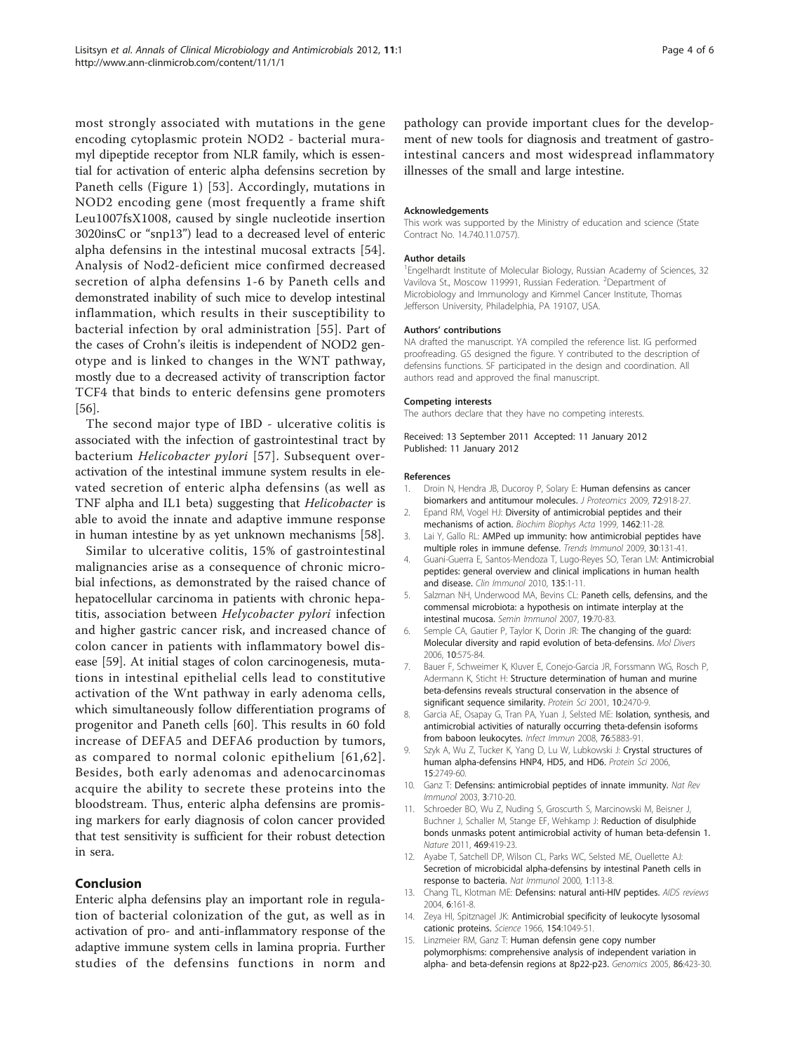most strongly associated with mutations in the gene encoding cytoplasmic protein NOD2 - bacterial muramyl dipeptide receptor from NLR family, which is essential for activation of enteric alpha defensins secretion by Paneth cells (Figure 1) [53]. Accordingly, mutations in NOD2 encoding gene (most frequently a frame shift Leu1007fsX1008, caused by single nucleotide insertion 3020insC or "snp13") lead to a decreased level of enteric alpha defensins in the intestinal mucosal extracts [54]. Analysis of Nod2-deficient mice confirmed decreased secretion of alpha defensins 1-6 by Paneth cells and demonstrated inability of such mice to develop intestinal inflammation, which results in their susceptibility to bacterial infection by oral administration [55]. Part of the cases of Crohn's ileitis is independent of NOD2 genotype and is linked to changes in the WNT pathway, mostly due to a decreased activity of transcription factor TCF4 that binds to enteric defensins gene promoters [56].

The second major type of IBD - ulcerative colitis is associated with the infection of gastrointestinal tract by bacterium *Helicobacter pylori* [57]. Subsequent over-activation of the intestinal immune system results in elevated secretion of enteric alpha defensins (as well as TNF alpha and IL1 beta) suggesting that *Helicobacter* is able to avoid the innate and adaptive immune response in human intestine by as yet unknown mechanisms [58].

Similar to ulcerative colitis, 15% of gastrointestinal malignancies arise as a consequence of chronic microbial infections, as demonstrated by the raised chance of hepatocellular carcinoma in patients with chronic hepatitis, association between *Helycobacter pylori* infection and higher gastric cancer risk, and increased chance of colon cancer in patients with inflammatory bowel disease [59]. At initial stages of colon carcinogenesis, mutations in intestinal epithelial cells lead to constitutive activation of the Wnt pathway in early adenoma cells, which simultaneously follow differentiation programs of progenitor and Paneth cells [60]. This results in 60 fold increase of DEFA5 and DEFA6 production by tumors, as compared to normal colonic epithelium [61,62]. Besides, both early adenomas and adenocarcinomas acquire the ability to secrete these proteins into the bloodstream. Thus, enteric alpha defensins are promising markers for early diagnosis of colon cancer provided that test sensitivity is sufficient for their robust detection in sera.

## Conclusion

Enteric alpha defensins play an important role in regulation of bacterial colonization of the gut, as well as in activation of pro- and anti-inflammatory response of the adaptive immune system cells in lamina propria. Further studies of the defensins functions in norm and pathology can provide important clues for the development of new tools for diagnosis and treatment of gastrointestinal cancers and most widespread inflammatory illnesses of the small and large intestine.

#### Acknowledgements

This work was supported by the Ministry of education and science (State Contract No. 14.740.11.0757).

#### Author details

[1]Engelhardt Institute of Molecular Biology, Russian Academy of Sciences, 32 Vavilova St., Moscow 119991, Russian Federation. [2]Department of Microbiology and Immunology and Kimmel Cancer Institute, Thomas Jefferson University, Philadelphia, PA 19107, USA.

#### Authors' contributions

NA drafted the manuscript. YA compiled the reference list. IG performed proofreading. GS designed the figure. Y contributed to the description of defensins functions. SF participated in the design and coordination. All authors read and approved the final manuscript.

#### Competing interests

The authors declare that they have no competing interests.

Received: 13 September 2011 Accepted: 11 January 2012
Published: 11 January 2012

#### References

1. Droin N, Hendra JB, Ducoroy P, Solary E: **Human defensins as cancer biomarkers and antitumour molecules.** *J Proteomics* 2009, **72**:918-27.
2. Epand RM, Vogel HJ: **Diversity of antimicrobial peptides and their mechanisms of action.** *Biochim Biophys Acta* 1999, **1462**:11-28.
3. Lai Y, Gallo RL: **AMPed up immunity: how antimicrobial peptides have multiple roles in immune defense.** *Trends Immunol* 2009, **30**:131-41.
4. Guani-Guerra E, Santos-Mendoza T, Lugo-Reyes SO, Teran LM: **Antimicrobial peptides: general overview and clinical implications in human health and disease.** *Clin Immunol* 2010, **135**:1-11.
5. Salzman NH, Underwood MA, Bevins CL: **Paneth cells, defensins, and the commensal microbiota: a hypothesis on intimate interplay at the intestinal mucosa.** *Semin Immunol* 2007, **19**:70-83.
6. Semple CA, Gautier P, Taylor K, Dorin JR: **The changing of the guard: Molecular diversity and rapid evolution of beta-defensins.** *Mol Divers* 2006, **10**:575-84.
7. Bauer F, Schweimer K, Kluver E, Conejo-Garcia JR, Forssmann WG, Rosch P, Adermann K, Sticht H: **Structure determination of human and murine beta-defensins reveals structural conservation in the absence of significant sequence similarity.** *Protein Sci* 2001, **10**:2470-9.
8. Garcia AE, Osapay G, Tran PA, Yuan J, Selsted ME: **Isolation, synthesis, and antimicrobial activities of naturally occurring theta-defensin isoforms from baboon leukocytes.** *Infect Immun* 2008, **76**:5883-91.
9. Szyk A, Wu Z, Tucker K, Yang D, Lu W, Lubkowski J: **Crystal structures of human alpha-defensins HNP4, HD5, and HD6.** *Protein Sci* 2006, **15**:2749-60.
10. Ganz T: **Defensins: antimicrobial peptides of innate immunity.** *Nat Rev Immunol* 2003, **3**:710-20.
11. Schroeder BO, Wu Z, Nuding S, Groscurth S, Marcinowski M, Beisner J, Buchner J, Schaller M, Stange EF, Wehkamp J: **Reduction of disulphide bonds unmasks potent antimicrobial activity of human beta-defensin 1.** *Nature* 2011, **469**:419-23.
12. Ayabe T, Satchell DP, Wilson CL, Parks WC, Selsted ME, Ouellette AJ: **Secretion of microbicidal alpha-defensins by intestinal Paneth cells in response to bacteria.** *Nat Immunol* 2000, **1**:113-8.
13. Chang TL, Klotman ME: **Defensins: natural anti-HIV peptides.** *AIDS reviews* 2004, **6**:161-8.
14. Zeya HI, Spitznagel JK: **Antimicrobial specificity of leukocyte lysosomal cationic proteins.** *Science* 1966, **154**:1049-51.
15. Linzmeier RM, Ganz T: **Human defensin gene copy number polymorphisms: comprehensive analysis of independent variation in alpha- and beta-defensin regions at 8p22-p23.** *Genomics* 2005, **86**:423-30.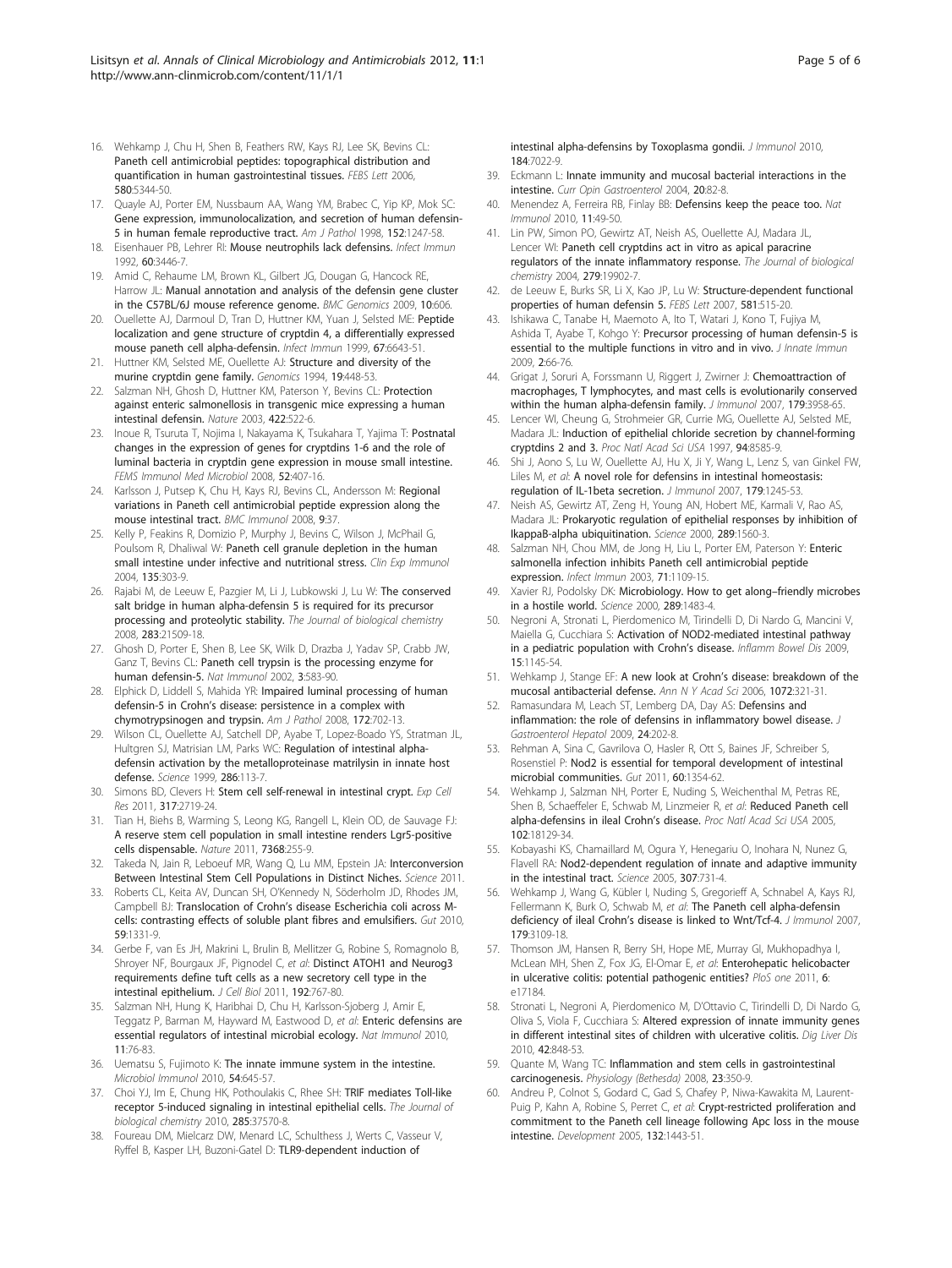16. Wehkamp J, Chu H, Shen B, Feathers RW, Kays RJ, Lee SK, Bevins CL: **Paneth cell antimicrobial peptides: topographical distribution and quantification in human gastrointestinal tissues.** *FEBS Lett* 2006, **580**:5344-50.
17. Quayle AJ, Porter EM, Nussbaum AA, Wang YM, Brabec C, Yip KP, Mok SC: **Gene expression, immunolocalization, and secretion of human defensin-5 in human female reproductive tract.** *Am J Pathol* 1998, **152**:1247-58.
18. Eisenhauer PB, Lehrer RI: **Mouse neutrophils lack defensins.** *Infect Immun* 1992, **60**:3446-7.
19. Amid C, Rehaume LM, Brown KL, Gilbert JG, Dougan G, Hancock RE, Harrow JL: **Manual annotation and analysis of the defensin gene cluster in the C57BL/6J mouse reference genome.** *BMC Genomics* 2009, **10**:606.
20. Ouellette AJ, Darmoul D, Tran D, Huttner KM, Yuan J, Selsted ME: **Peptide localization and gene structure of cryptdin 4, a differentially expressed mouse paneth cell alpha-defensin.** *Infect Immun* 1999, **67**:6643-51.
21. Huttner KM, Selsted ME, Ouellette AJ: **Structure and diversity of the murine cryptdin gene family.** *Genomics* 1994, **19**:448-53.
22. Salzman NH, Ghosh D, Huttner KM, Paterson Y, Bevins CL: **Protection against enteric salmonellosis in transgenic mice expressing a human intestinal defensin.** *Nature* 2003, **422**:522-6.
23. Inoue R, Tsuruta T, Nojima I, Nakayama K, Tsukahara T, Yajima T: **Postnatal changes in the expression of genes for cryptdins 1-6 and the role of luminal bacteria in cryptdin gene expression in mouse small intestine.** *FEMS Immunol Med Microbiol* 2008, **52**:407-16.
24. Karlsson J, Putsep K, Chu H, Kays RJ, Bevins CL, Andersson M: **Regional variations in Paneth cell antimicrobial peptide expression along the mouse intestinal tract.** *BMC Immunol* 2008, **9**:37.
25. Kelly P, Feakins R, Domizio P, Murphy J, Bevins C, Wilson J, McPhail G, Poulsom R, Dhaliwal W: **Paneth cell granule depletion in the human small intestine under infective and nutritional stress.** *Clin Exp Immunol* 2004, **135**:303-9.
26. Rajabi M, de Leeuw E, Pazgier M, Li J, Lubkowski J, Lu W: **The conserved salt bridge in human alpha-defensin 5 is required for its precursor processing and proteolytic stability.** *The Journal of biological chemistry* 2008, **283**:21509-18.
27. Ghosh D, Porter E, Shen B, Lee SK, Wilk D, Drazba J, Yadav SP, Crabb JW, Ganz T, Bevins CL: **Paneth cell trypsin is the processing enzyme for human defensin-5.** *Nat Immunol* 2002, **3**:583-90.
28. Elphick D, Liddell S, Mahida YR: **Impaired luminal processing of human defensin-5 in Crohn's disease: persistence in a complex with chymotrypsinogen and trypsin.** *Am J Pathol* 2008, **172**:702-13.
29. Wilson CL, Ouellette AJ, Satchell DP, Ayabe T, Lopez-Boado YS, Stratman JL, Hultgren SJ, Matrisian LM, Parks WC: **Regulation of intestinal alpha-defensin activation by the metalloproteinase matrilysin in innate host defense.** *Science* 1999, **286**:113-7.
30. Simons BD, Clevers H: **Stem cell self-renewal in intestinal crypt.** *Exp Cell Res* 2011, **317**:2719-24.
31. Tian H, Biehs B, Warming S, Leong KG, Rangell L, Klein OD, de Sauvage FJ: **A reserve stem cell population in small intestine renders Lgr5-positive cells dispensable.** *Nature* 2011, **7368**:255-9.
32. Takeda N, Jain R, Leboeuf MR, Wang Q, Lu MM, Epstein JA: **Interconversion Between Intestinal Stem Cell Populations in Distinct Niches.** *Science* 2011.
33. Roberts CL, Keita AV, Duncan SH, O'Kennedy N, Söderholm JD, Rhodes JM, Campbell BJ: **Translocation of Crohn's disease Escherichia coli across M-cells: contrasting effects of soluble plant fibres and emulsifiers.** *Gut* 2010, **59**:1331-9.
34. Gerbe F, van Es JH, Makrini L, Brulin B, Mellitzer G, Robine S, Romagnolo B, Shroyer NF, Bourgaux JF, Pignodel C, *et al*: **Distinct ATOH1 and Neurog3 requirements define tuft cells as a new secretory cell type in the intestinal epithelium.** *J Cell Biol* 2011, **192**:767-80.
35. Salzman NH, Hung K, Haribhai D, Chu H, Karlsson-Sjoberg J, Amir E, Teggatz P, Barman M, Hayward M, Eastwood D, *et al*: **Enteric defensins are essential regulators of intestinal microbial ecology.** *Nat Immunol* 2010, **11**:76-83.
36. Uematsu S, Fujimoto K: **The innate immune system in the intestine.** *Microbiol Immunol* 2010, **54**:645-57.
37. Choi YJ, Im E, Chung HK, Pothoulakis C, Rhee SH: **TRIF mediates Toll-like receptor 5-induced signaling in intestinal epithelial cells.** *The Journal of biological chemistry* 2010, **285**:37570-8.
38. Foureau DM, Mielcarz DW, Menard LC, Schulthess J, Werts C, Vasseur V, Ryffel B, Kasper LH, Buzoni-Gatel D: **TLR9-dependent induction of intestinal alpha-defensins by Toxoplasma gondii.** *J Immunol* 2010, **184**:7022-9.
39. Eckmann L: **Innate immunity and mucosal bacterial interactions in the intestine.** *Curr Opin Gastroenterol* 2004, **20**:82-8.
40. Menendez A, Ferreira RB, Finlay BB: **Defensins keep the peace too.** *Nat Immunol* 2010, **11**:49-50.
41. Lin PW, Simon PO, Gewirtz AT, Neish AS, Ouellette AJ, Madara JL, Lencer WI: **Paneth cell cryptdins act in vitro as apical paracrine regulators of the innate inflammatory response.** *The Journal of biological chemistry* 2004, **279**:19902-7.
42. de Leeuw E, Burks SR, Li X, Kao JP, Lu W: **Structure-dependent functional properties of human defensin 5.** *FEBS Lett* 2007, **581**:515-20.
43. Ishikawa C, Tanabe H, Maemoto A, Ito T, Watari J, Kono T, Fujiya M, Ashida T, Ayabe T, Kohgo Y: **Precursor processing of human defensin-5 is essential to the multiple functions in vitro and in vivo.** *J Innate Immun* 2009, **2**:66-76.
44. Grigat J, Soruri A, Forssmann U, Riggert J, Zwirner J: **Chemoattraction of macrophages, T lymphocytes, and mast cells is evolutionarily conserved within the human alpha-defensin family.** *J Immunol* 2007, **179**:3958-65.
45. Lencer WI, Cheung G, Strohmeier GR, Currie MG, Ouellette AJ, Selsted ME, Madara JL: **Induction of epithelial chloride secretion by channel-forming cryptdins 2 and 3.** *Proc Natl Acad Sci USA* 1997, **94**:8585-9.
46. Shi J, Aono S, Lu W, Ouellette AJ, Hu X, Ji Y, Wang L, Lenz S, van Ginkel FW, Liles M, *et al*: **A novel role for defensins in intestinal homeostasis: regulation of IL-1beta secretion.** *J Immunol* 2007, **179**:1245-53.
47. Neish AS, Gewirtz AT, Zeng H, Young AN, Hobert ME, Karmali V, Rao AS, Madara JL: **Prokaryotic regulation of epithelial responses by inhibition of IkappaB-alpha ubiquitination.** *Science* 2000, **289**:1560-3.
48. Salzman NH, Chou MM, de Jong H, Liu L, Porter EM, Paterson Y: **Enteric salmonella infection inhibits Paneth cell antimicrobial peptide expression.** *Infect Immun* 2003, **71**:1109-15.
49. Xavier RJ, Podolsky DK: **Microbiology. How to get along–friendly microbes in a hostile world.** *Science* 2000, **289**:1483-4.
50. Negroni A, Stronati L, Pierdomenico M, Tirindelli D, Di Nardo G, Mancini V, Maiella G, Cucchiara S: **Activation of NOD2-mediated intestinal pathway in a pediatric population with Crohn's disease.** *Inflamm Bowel Dis* 2009, **15**:1145-54.
51. Wehkamp J, Stange EF: **A new look at Crohn's disease: breakdown of the mucosal antibacterial defense.** *Ann N Y Acad Sci* 2006, **1072**:321-31.
52. Ramasundara M, Leach ST, Lemberg DA, Day AS: **Defensins and inflammation: the role of defensins in inflammatory bowel disease.** *J Gastroenterol Hepatol* 2009, **24**:202-8.
53. Rehman A, Sina C, Gavrilova O, Hasler R, Ott S, Baines JF, Schreiber S, Rosenstiel P: **Nod2 is essential for temporal development of intestinal microbial communities.** *Gut* 2011, **60**:1354-62.
54. Wehkamp J, Salzman NH, Porter E, Nuding S, Weichenthal M, Petras RE, Shen B, Schaeffeler E, Schwab M, Linzmeier R, *et al*: **Reduced Paneth cell alpha-defensins in ileal Crohn's disease.** *Proc Natl Acad Sci USA* 2005, **102**:18129-34.
55. Kobayashi KS, Chamaillard M, Ogura Y, Henegariu O, Inohara N, Nunez G, Flavell RA: **Nod2-dependent regulation of innate and adaptive immunity in the intestinal tract.** *Science* 2005, **307**:731-4.
56. Wehkamp J, Wang G, Kübler I, Nuding S, Gregorieff A, Schnabel A, Kays RJ, Fellermann K, Burk O, Schwab M, *et al*: **The Paneth cell alpha-defensin deficiency of ileal Crohn's disease is linked to Wnt/Tcf-4.** *J Immunol* 2007, **179**:3109-18.
57. Thomson JM, Hansen R, Berry SH, Hope ME, Murray GI, Mukhopadhya I, McLean MH, Shen Z, Fox JG, El-Omar E, *et al*: **Enterohepatic helicobacter in ulcerative colitis: potential pathogenic entities?** *PloS one* 2011, **6**: e17184.
58. Stronati L, Negroni A, Pierdomenico M, D'Ottavio C, Tirindelli D, Di Nardo G, Oliva S, Viola F, Cucchiara S: **Altered expression of innate immunity genes in different intestinal sites of children with ulcerative colitis.** *Dig Liver Dis* 2010, **42**:848-53.
59. Quante M, Wang TC: **Inflammation and stem cells in gastrointestinal carcinogenesis.** *Physiology (Bethesda)* 2008, **23**:350-9.
60. Andreu P, Colnot S, Godard C, Gad S, Chafey P, Niwa-Kawakita M, Laurent-Puig P, Kahn A, Robine S, Perret C, *et al*: **Crypt-restricted proliferation and commitment to the Paneth cell lineage following Apc loss in the mouse intestine.** *Development* 2005, **132**:1443-51.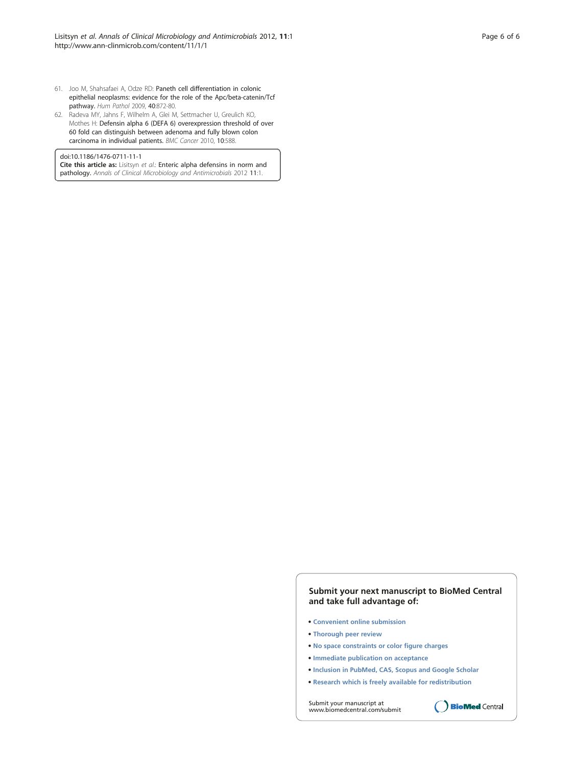61. Joo M, Shahsafaei A, Odze RD: **Paneth cell differentiation in colonic epithelial neoplasms: evidence for the role of the Apc/beta-catenin/Tcf pathway.** *Hum Pathol* 2009, **40**:872-80.
62. Radeva MY, Jahns F, Wilhelm A, Glei M, Settmacher U, Greulich KO, Mothes H: **Defensin alpha 6 (DEFA 6) overexpression threshold of over 60 fold can distinguish between adenoma and fully blown colon carcinoma in individual patients.** *BMC Cancer* 2010, **10**:588.

doi:10.1186/1476-0711-11-1
**Cite this article as:** Lisitsyn *et al.*: Enteric alpha defensins in norm and pathology. *Annals of Clinical Microbiology and Antimicrobials* 2012 **11**:1.

**Submit your next manuscript to BioMed Central and take full advantage of:**

- **Convenient online submission**
- **Thorough peer review**
- **No space constraints or color figure charges**
- **Immediate publication on acceptance**
- **Inclusion in PubMed, CAS, Scopus and Google Scholar**
- **Research which is freely available for redistribution**

Submit your manuscript at
www.biomedcentral.com/submit

BioMed Central